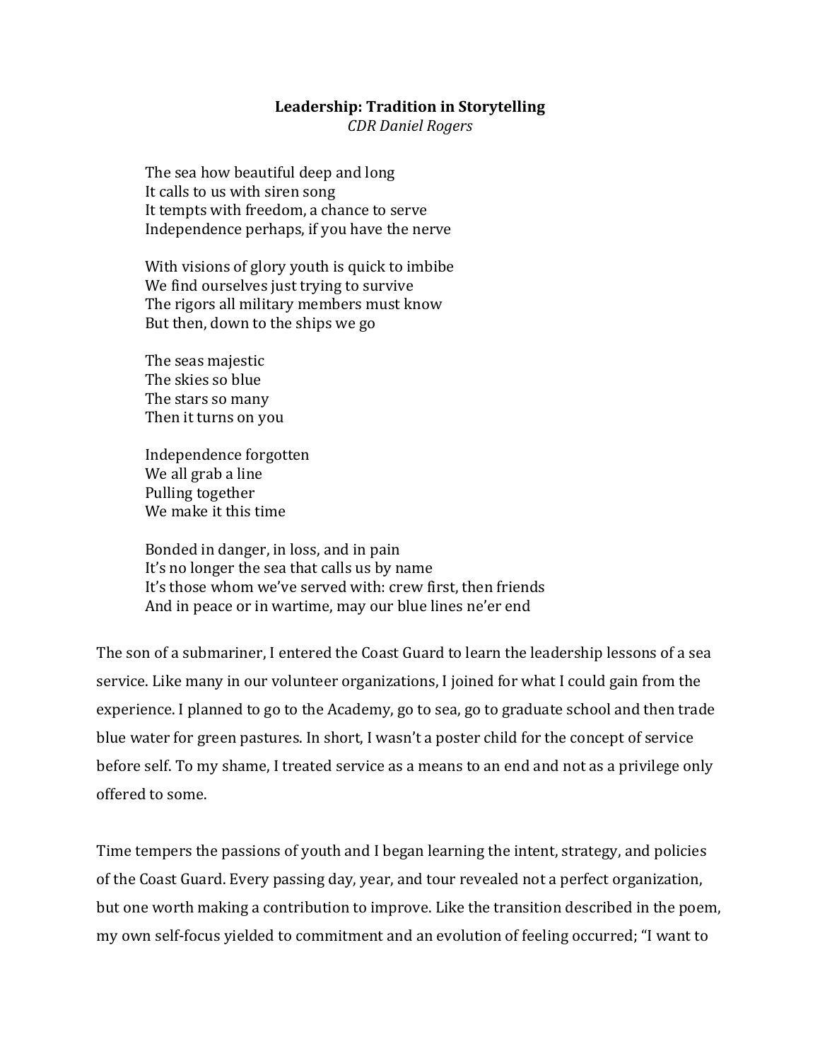# Leadership: Tradition in Storytelling

*CDR Daniel Rogers*

The sea how beautiful deep and long  
It calls to us with siren song  
It tempts with freedom, a chance to serve  
Independence perhaps, if you have the nerve

With visions of glory youth is quick to imbibe  
We find ourselves just trying to survive  
The rigors all military members must know  
But then, down to the ships we go

The seas majestic  
The skies so blue  
The stars so many  
Then it turns on you

Independence forgotten  
We all grab a line  
Pulling together  
We make it this time

Bonded in danger, in loss, and in pain  
It's no longer the sea that calls us by name  
It's those whom we've served with: crew first, then friends  
And in peace or in wartime, may our blue lines ne'er end

The son of a submariner, I entered the Coast Guard to learn the leadership lessons of a sea service. Like many in our volunteer organizations, I joined for what I could gain from the experience. I planned to go to the Academy, go to sea, go to graduate school and then trade blue water for green pastures. In short, I wasn't a poster child for the concept of service before self. To my shame, I treated service as a means to an end and not as a privilege only offered to some.

Time tempers the passions of youth and I began learning the intent, strategy, and policies of the Coast Guard. Every passing day, year, and tour revealed not a perfect organization, but one worth making a contribution to improve. Like the transition described in the poem, my own self-focus yielded to commitment and an evolution of feeling occurred; "I want to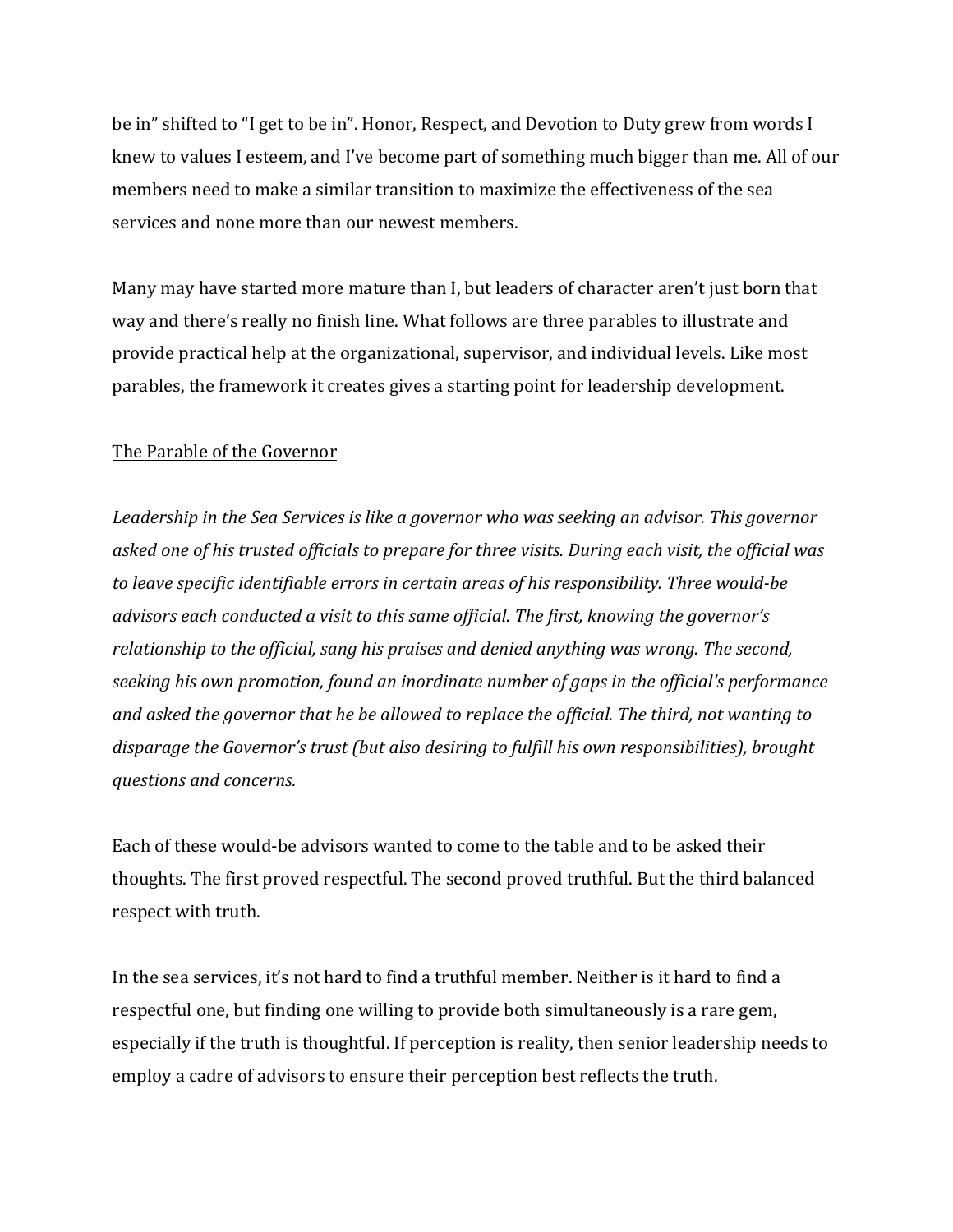be in" shifted to "I get to be in". Honor, Respect, and Devotion to Duty grew from words I knew to values I esteem, and I've become part of something much bigger than me. All of our members need to make a similar transition to maximize the effectiveness of the sea services and none more than our newest members.

Many may have started more mature than I, but leaders of character aren't just born that way and there's really no finish line. What follows are three parables to illustrate and provide practical help at the organizational, supervisor, and individual levels. Like most parables, the framework it creates gives a starting point for leadership development.

<u>The Parable of the Governor</u>

*Leadership in the Sea Services is like a governor who was seeking an advisor. This governor asked one of his trusted officials to prepare for three visits. During each visit, the official was to leave specific identifiable errors in certain areas of his responsibility. Three would-be advisors each conducted a visit to this same official. The first, knowing the governor's relationship to the official, sang his praises and denied anything was wrong. The second, seeking his own promotion, found an inordinate number of gaps in the official's performance and asked the governor that he be allowed to replace the official. The third, not wanting to disparage the Governor's trust (but also desiring to fulfill his own responsibilities), brought questions and concerns.*

Each of these would-be advisors wanted to come to the table and to be asked their thoughts. The first proved respectful. The second proved truthful. But the third balanced respect with truth.

In the sea services, it's not hard to find a truthful member. Neither is it hard to find a respectful one, but finding one willing to provide both simultaneously is a rare gem, especially if the truth is thoughtful. If perception is reality, then senior leadership needs to employ a cadre of advisors to ensure their perception best reflects the truth.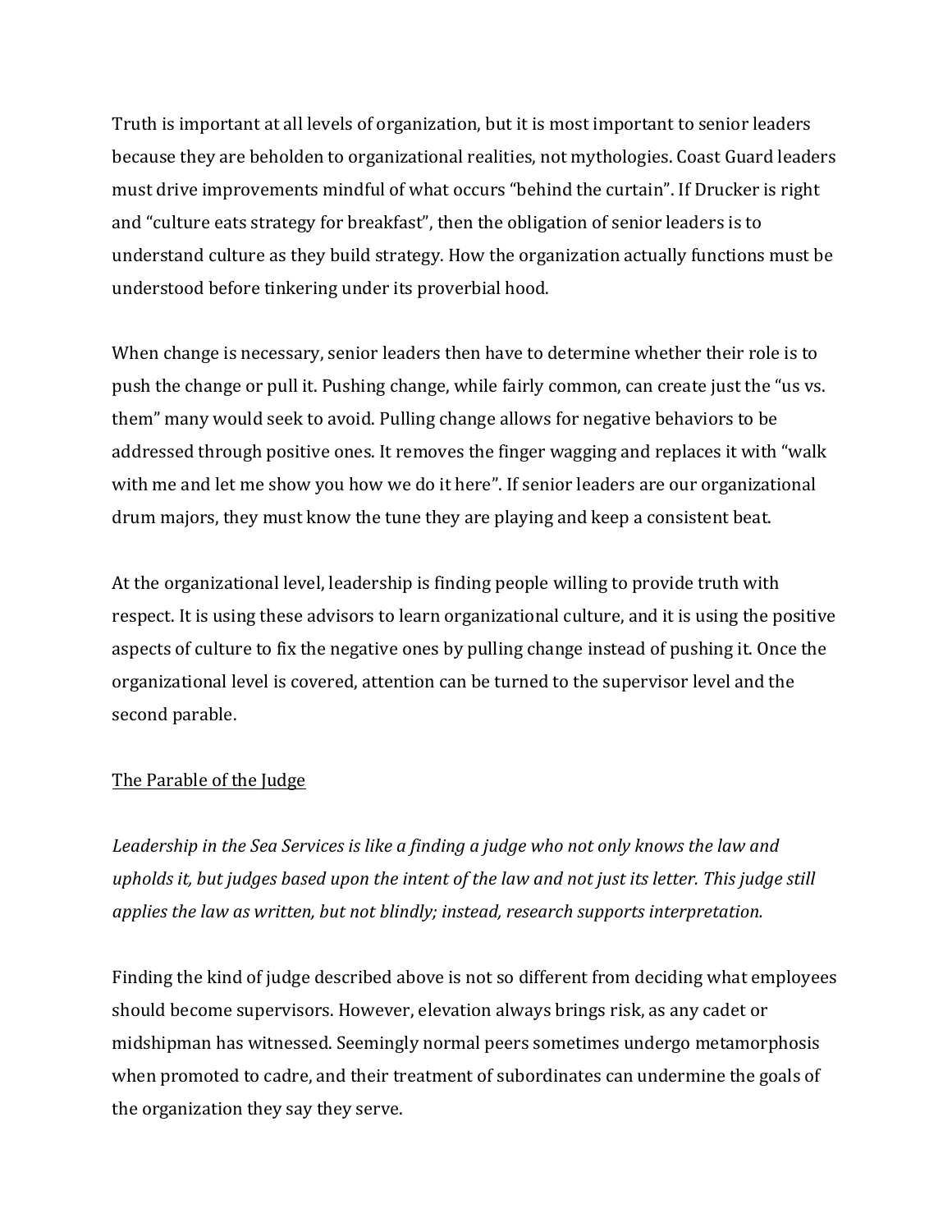Truth is important at all levels of organization, but it is most important to senior leaders because they are beholden to organizational realities, not mythologies. Coast Guard leaders must drive improvements mindful of what occurs "behind the curtain". If Drucker is right and "culture eats strategy for breakfast", then the obligation of senior leaders is to understand culture as they build strategy. How the organization actually functions must be understood before tinkering under its proverbial hood.

When change is necessary, senior leaders then have to determine whether their role is to push the change or pull it. Pushing change, while fairly common, can create just the "us vs. them" many would seek to avoid. Pulling change allows for negative behaviors to be addressed through positive ones. It removes the finger wagging and replaces it with "walk with me and let me show you how we do it here". If senior leaders are our organizational drum majors, they must know the tune they are playing and keep a consistent beat.

At the organizational level, leadership is finding people willing to provide truth with respect. It is using these advisors to learn organizational culture, and it is using the positive aspects of culture to fix the negative ones by pulling change instead of pushing it. Once the organizational level is covered, attention can be turned to the supervisor level and the second parable.

## The Parable of the Judge

*Leadership in the Sea Services is like a finding a judge who not only knows the law and upholds it, but judges based upon the intent of the law and not just its letter. This judge still applies the law as written, but not blindly; instead, research supports interpretation.*

Finding the kind of judge described above is not so different from deciding what employees should become supervisors. However, elevation always brings risk, as any cadet or midshipman has witnessed. Seemingly normal peers sometimes undergo metamorphosis when promoted to cadre, and their treatment of subordinates can undermine the goals of the organization they say they serve.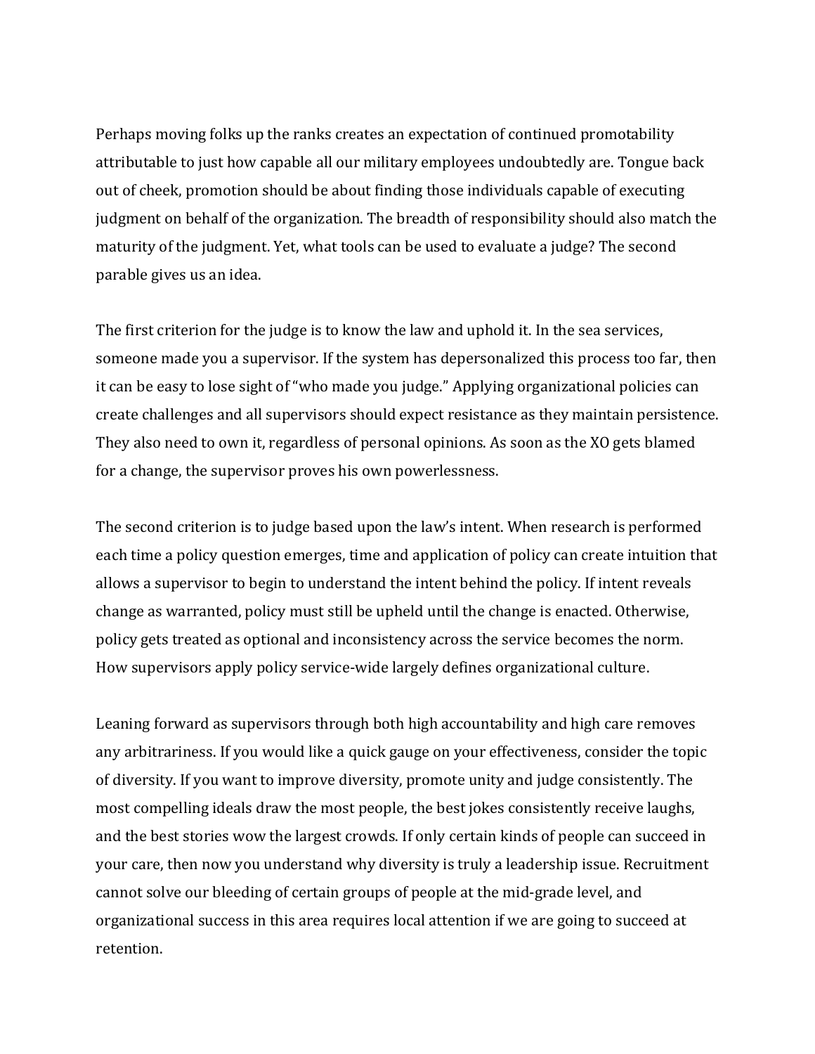Perhaps moving folks up the ranks creates an expectation of continued promotability attributable to just how capable all our military employees undoubtedly are. Tongue back out of cheek, promotion should be about finding those individuals capable of executing judgment on behalf of the organization. The breadth of responsibility should also match the maturity of the judgment. Yet, what tools can be used to evaluate a judge? The second parable gives us an idea.

The first criterion for the judge is to know the law and uphold it. In the sea services, someone made you a supervisor. If the system has depersonalized this process too far, then it can be easy to lose sight of "who made you judge." Applying organizational policies can create challenges and all supervisors should expect resistance as they maintain persistence. They also need to own it, regardless of personal opinions. As soon as the XO gets blamed for a change, the supervisor proves his own powerlessness.

The second criterion is to judge based upon the law's intent. When research is performed each time a policy question emerges, time and application of policy can create intuition that allows a supervisor to begin to understand the intent behind the policy. If intent reveals change as warranted, policy must still be upheld until the change is enacted. Otherwise, policy gets treated as optional and inconsistency across the service becomes the norm. How supervisors apply policy service-wide largely defines organizational culture.

Leaning forward as supervisors through both high accountability and high care removes any arbitrariness. If you would like a quick gauge on your effectiveness, consider the topic of diversity. If you want to improve diversity, promote unity and judge consistently. The most compelling ideals draw the most people, the best jokes consistently receive laughs, and the best stories wow the largest crowds. If only certain kinds of people can succeed in your care, then now you understand why diversity is truly a leadership issue. Recruitment cannot solve our bleeding of certain groups of people at the mid-grade level, and organizational success in this area requires local attention if we are going to succeed at retention.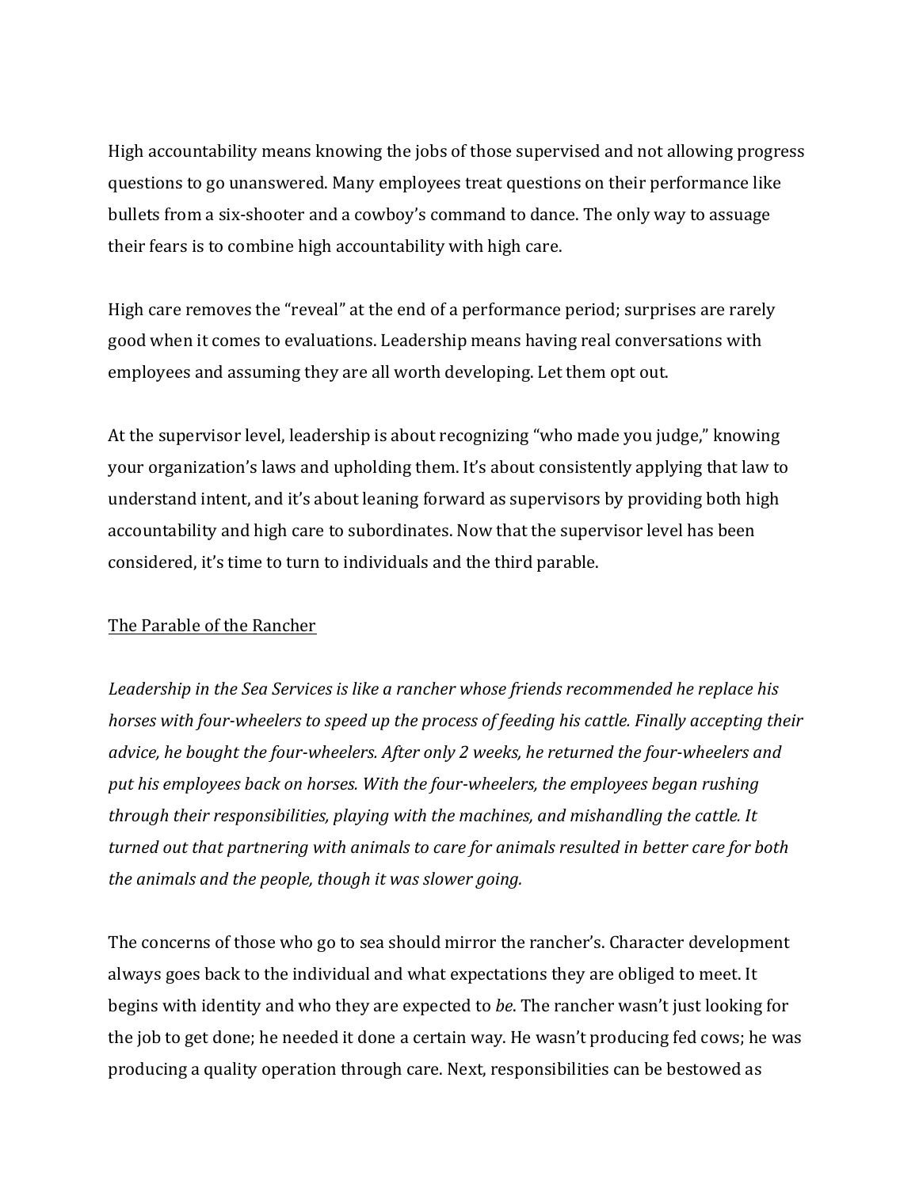High accountability means knowing the jobs of those supervised and not allowing progress questions to go unanswered. Many employees treat questions on their performance like bullets from a six-shooter and a cowboy's command to dance. The only way to assuage their fears is to combine high accountability with high care.

High care removes the "reveal" at the end of a performance period; surprises are rarely good when it comes to evaluations. Leadership means having real conversations with employees and assuming they are all worth developing. Let them opt out.

At the supervisor level, leadership is about recognizing "who made you judge," knowing your organization's laws and upholding them. It's about consistently applying that law to understand intent, and it's about leaning forward as supervisors by providing both high accountability and high care to subordinates. Now that the supervisor level has been considered, it's time to turn to individuals and the third parable.

<u>The Parable of the Rancher</u>

*Leadership in the Sea Services is like a rancher whose friends recommended he replace his horses with four-wheelers to speed up the process of feeding his cattle. Finally accepting their advice, he bought the four-wheelers. After only 2 weeks, he returned the four-wheelers and put his employees back on horses. With the four-wheelers, the employees began rushing through their responsibilities, playing with the machines, and mishandling the cattle. It turned out that partnering with animals to care for animals resulted in better care for both the animals and the people, though it was slower going.*

The concerns of those who go to sea should mirror the rancher's. Character development always goes back to the individual and what expectations they are obliged to meet. It begins with identity and who they are expected to *be*. The rancher wasn't just looking for the job to get done; he needed it done a certain way. He wasn't producing fed cows; he was producing a quality operation through care. Next, responsibilities can be bestowed as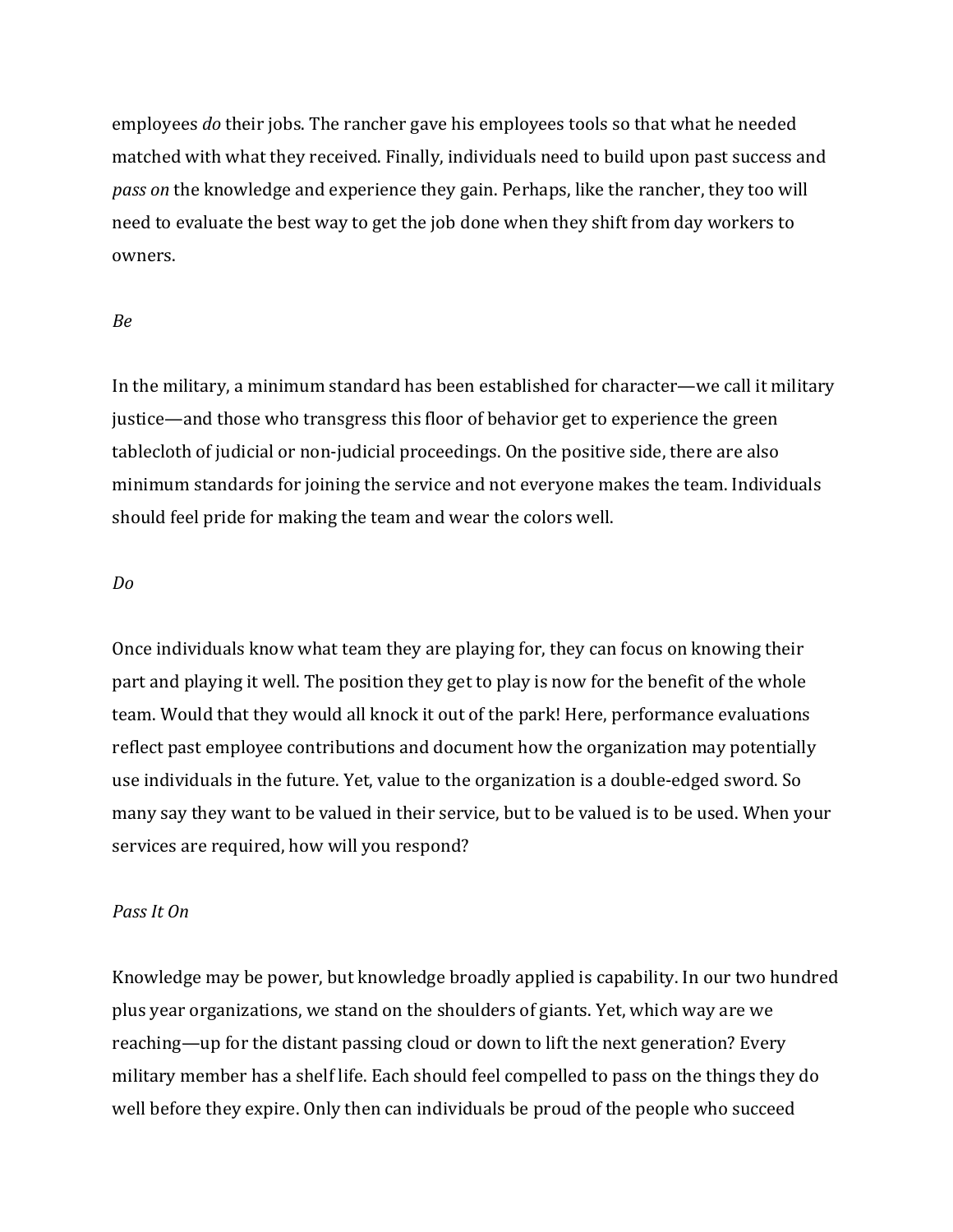employees *do* their jobs. The rancher gave his employees tools so that what he needed matched with what they received. Finally, individuals need to build upon past success and *pass on* the knowledge and experience they gain. Perhaps, like the rancher, they too will need to evaluate the best way to get the job done when they shift from day workers to owners.

### *Be*

In the military, a minimum standard has been established for character—we call it military justice—and those who transgress this floor of behavior get to experience the green tablecloth of judicial or non-judicial proceedings. On the positive side, there are also minimum standards for joining the service and not everyone makes the team. Individuals should feel pride for making the team and wear the colors well.

### *Do*

Once individuals know what team they are playing for, they can focus on knowing their part and playing it well. The position they get to play is now for the benefit of the whole team. Would that they would all knock it out of the park! Here, performance evaluations reflect past employee contributions and document how the organization may potentially use individuals in the future. Yet, value to the organization is a double-edged sword. So many say they want to be valued in their service, but to be valued is to be used. When your services are required, how will you respond?

### *Pass It On*

Knowledge may be power, but knowledge broadly applied is capability. In our two hundred plus year organizations, we stand on the shoulders of giants. Yet, which way are we reaching—up for the distant passing cloud or down to lift the next generation? Every military member has a shelf life. Each should feel compelled to pass on the things they do well before they expire. Only then can individuals be proud of the people who succeed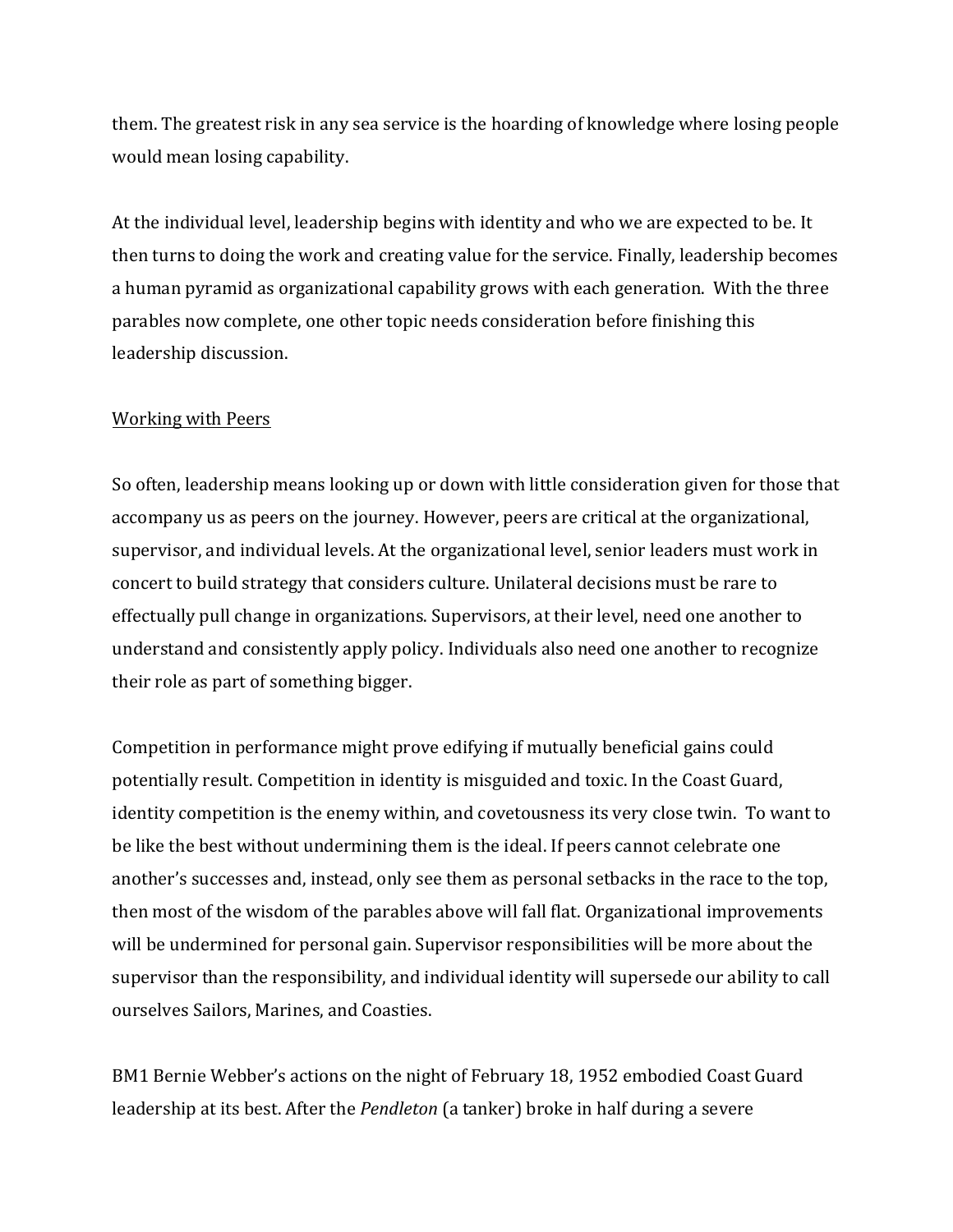them. The greatest risk in any sea service is the hoarding of knowledge where losing people would mean losing capability.

At the individual level, leadership begins with identity and who we are expected to be. It then turns to doing the work and creating value for the service. Finally, leadership becomes a human pyramid as organizational capability grows with each generation. With the three parables now complete, one other topic needs consideration before finishing this leadership discussion.

<u>Working with Peers</u>

So often, leadership means looking up or down with little consideration given for those that accompany us as peers on the journey. However, peers are critical at the organizational, supervisor, and individual levels. At the organizational level, senior leaders must work in concert to build strategy that considers culture. Unilateral decisions must be rare to effectually pull change in organizations. Supervisors, at their level, need one another to understand and consistently apply policy. Individuals also need one another to recognize their role as part of something bigger.

Competition in performance might prove edifying if mutually beneficial gains could potentially result. Competition in identity is misguided and toxic. In the Coast Guard, identity competition is the enemy within, and covetousness its very close twin. To want to be like the best without undermining them is the ideal. If peers cannot celebrate one another's successes and, instead, only see them as personal setbacks in the race to the top, then most of the wisdom of the parables above will fall flat. Organizational improvements will be undermined for personal gain. Supervisor responsibilities will be more about the supervisor than the responsibility, and individual identity will supersede our ability to call ourselves Sailors, Marines, and Coasties.

BM1 Bernie Webber's actions on the night of February 18, 1952 embodied Coast Guard leadership at its best. After the *Pendleton* (a tanker) broke in half during a severe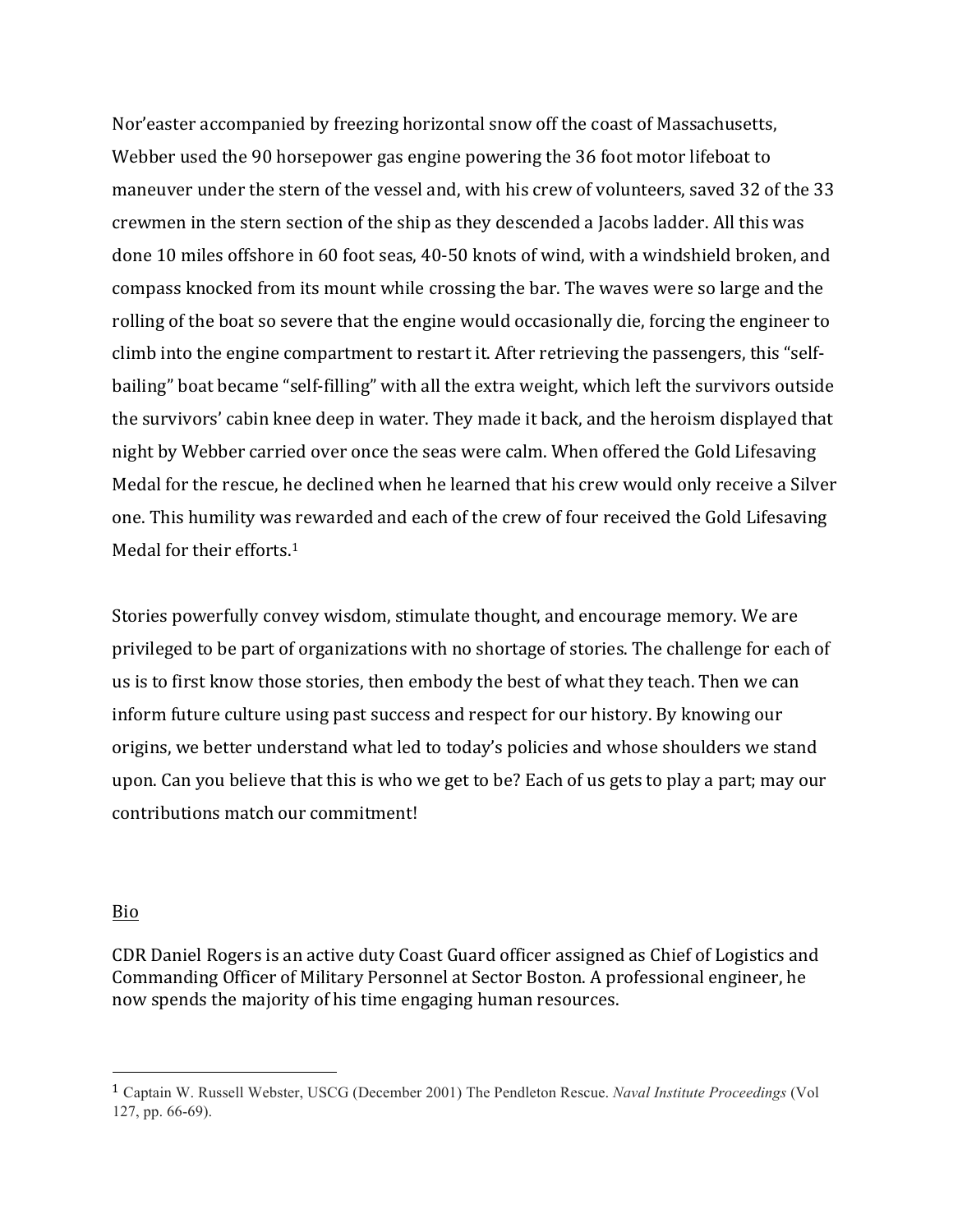Nor'easter accompanied by freezing horizontal snow off the coast of Massachusetts, Webber used the 90 horsepower gas engine powering the 36 foot motor lifeboat to maneuver under the stern of the vessel and, with his crew of volunteers, saved 32 of the 33 crewmen in the stern section of the ship as they descended a Jacobs ladder. All this was done 10 miles offshore in 60 foot seas, 40-50 knots of wind, with a windshield broken, and compass knocked from its mount while crossing the bar. The waves were so large and the rolling of the boat so severe that the engine would occasionally die, forcing the engineer to climb into the engine compartment to restart it. After retrieving the passengers, this "self-bailing" boat became "self-filling" with all the extra weight, which left the survivors outside the survivors' cabin knee deep in water. They made it back, and the heroism displayed that night by Webber carried over once the seas were calm. When offered the Gold Lifesaving Medal for the rescue, he declined when he learned that his crew would only receive a Silver one. This humility was rewarded and each of the crew of four received the Gold Lifesaving Medal for their efforts.[1]

Stories powerfully convey wisdom, stimulate thought, and encourage memory. We are privileged to be part of organizations with no shortage of stories. The challenge for each of us is to first know those stories, then embody the best of what they teach. Then we can inform future culture using past success and respect for our history. By knowing our origins, we better understand what led to today's policies and whose shoulders we stand upon. Can you believe that this is who we get to be? Each of us gets to play a part; may our contributions match our commitment!

<u>Bio</u>

CDR Daniel Rogers is an active duty Coast Guard officer assigned as Chief of Logistics and Commanding Officer of Military Personnel at Sector Boston. A professional engineer, he now spends the majority of his time engaging human resources.

---

[1] Captain W. Russell Webster, USCG (December 2001) The Pendleton Rescue. *Naval Institute Proceedings* (Vol 127, pp. 66-69).